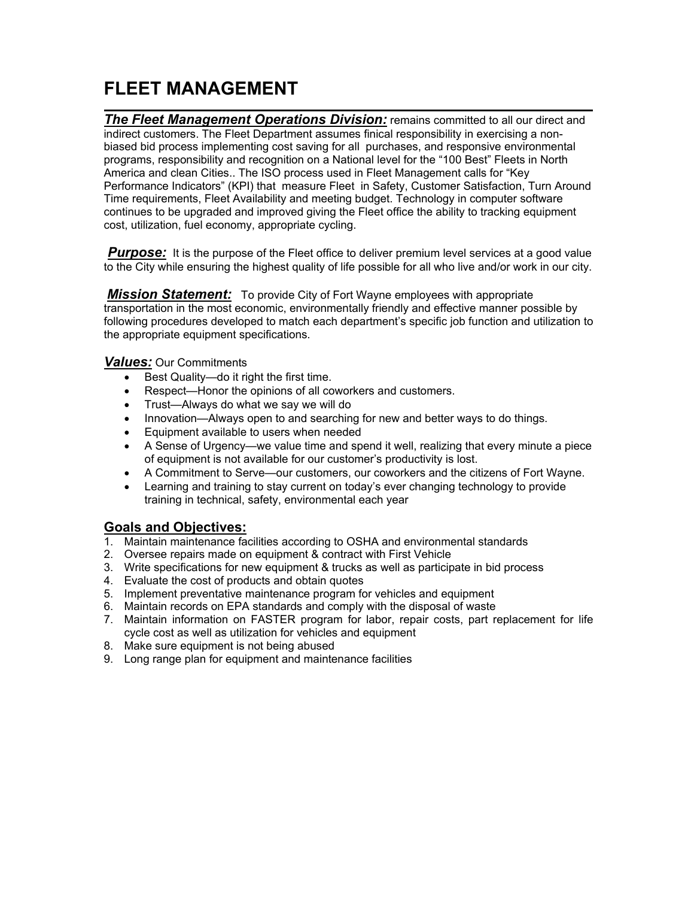# FLEET MANAGEMENT

***The Fleet Management Operations Division:*** remains committed to all our direct and indirect customers. The Fleet Department assumes finical responsibility in exercising a non-biased bid process implementing cost saving for all purchases, and responsive environmental programs, responsibility and recognition on a National level for the "100 Best" Fleets in North America and clean Cities.. The ISO process used in Fleet Management calls for "Key Performance Indicators" (KPI) that measure Fleet in Safety, Customer Satisfaction, Turn Around Time requirements, Fleet Availability and meeting budget. Technology in computer software continues to be upgraded and improved giving the Fleet office the ability to tracking equipment cost, utilization, fuel economy, appropriate cycling.

***Purpose:*** It is the purpose of the Fleet office to deliver premium level services at a good value to the City while ensuring the highest quality of life possible for all who live and/or work in our city.

***Mission Statement:*** To provide City of Fort Wayne employees with appropriate transportation in the most economic, environmentally friendly and effective manner possible by following procedures developed to match each department's specific job function and utilization to the appropriate equipment specifications.

***Values:*** Our Commitments

- Best Quality—do it right the first time.
- Respect—Honor the opinions of all coworkers and customers.
- Trust—Always do what we say we will do
- Innovation—Always open to and searching for new and better ways to do things.
- Equipment available to users when needed
- A Sense of Urgency—we value time and spend it well, realizing that every minute a piece of equipment is not available for our customer's productivity is lost.
- A Commitment to Serve—our customers, our coworkers and the citizens of Fort Wayne.
- Learning and training to stay current on today's ever changing technology to provide training in technical, safety, environmental each year

## Goals and Objectives:

1. Maintain maintenance facilities according to OSHA and environmental standards
2. Oversee repairs made on equipment & contract with First Vehicle
3. Write specifications for new equipment & trucks as well as participate in bid process
4. Evaluate the cost of products and obtain quotes
5. Implement preventative maintenance program for vehicles and equipment
6. Maintain records on EPA standards and comply with the disposal of waste
7. Maintain information on FASTER program for labor, repair costs, part replacement for life cycle cost as well as utilization for vehicles and equipment
8. Make sure equipment is not being abused
9. Long range plan for equipment and maintenance facilities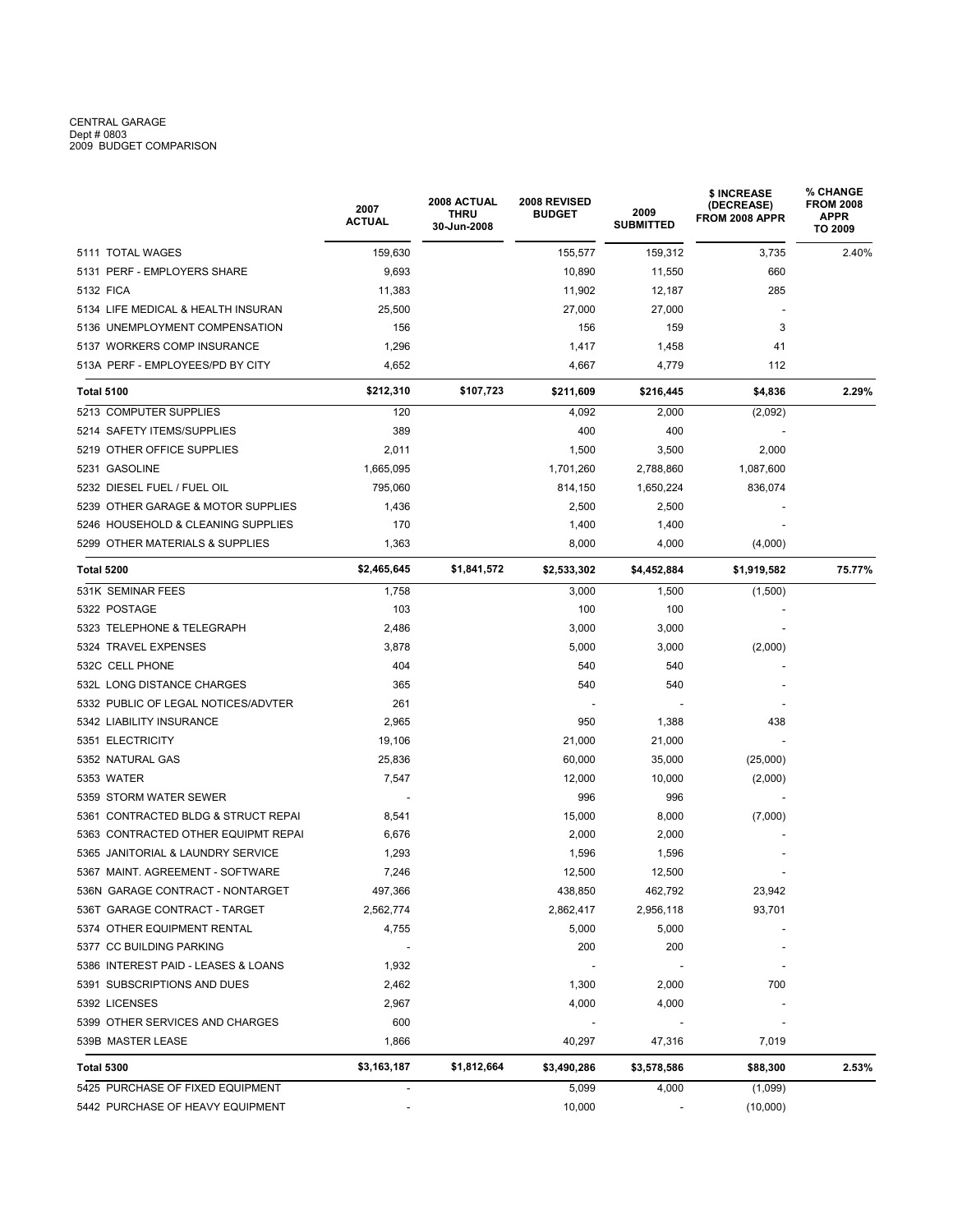CENTRAL GARAGE
Dept # 0803
2009 BUDGET COMPARISON

| | 2007 ACTUAL | 2008 ACTUAL THRU 30-Jun-2008 | 2008 REVISED BUDGET | 2009 SUBMITTED | $ INCREASE (DECREASE) FROM 2008 APPR | % CHANGE FROM 2008 APPR TO 2009 |
|---|---|---|---|---|---|---|
| 5111 TOTAL WAGES | 159,630 | | 155,577 | 159,312 | 3,735 | 2.40% |
| 5131 PERF - EMPLOYERS SHARE | 9,693 | | 10,890 | 11,550 | 660 | |
| 5132 FICA | 11,383 | | 11,902 | 12,187 | 285 | |
| 5134 LIFE MEDICAL & HEALTH INSURAN | 25,500 | | 27,000 | 27,000 | - | |
| 5136 UNEMPLOYMENT COMPENSATION | 156 | | 156 | 159 | 3 | |
| 5137 WORKERS COMP INSURANCE | 1,296 | | 1,417 | 1,458 | 41 | |
| 513A PERF - EMPLOYEES/PD BY CITY | 4,652 | | 4,667 | 4,779 | 112 | |
| **Total 5100** | **$212,310** | **$107,723** | **$211,609** | **$216,445** | **$4,836** | **2.29%** |
| 5213 COMPUTER SUPPLIES | 120 | | 4,092 | 2,000 | (2,092) | |
| 5214 SAFETY ITEMS/SUPPLIES | 389 | | 400 | 400 | - | |
| 5219 OTHER OFFICE SUPPLIES | 2,011 | | 1,500 | 3,500 | 2,000 | |
| 5231 GASOLINE | 1,665,095 | | 1,701,260 | 2,788,860 | 1,087,600 | |
| 5232 DIESEL FUEL / FUEL OIL | 795,060 | | 814,150 | 1,650,224 | 836,074 | |
| 5239 OTHER GARAGE & MOTOR SUPPLIES | 1,436 | | 2,500 | 2,500 | - | |
| 5246 HOUSEHOLD & CLEANING SUPPLIES | 170 | | 1,400 | 1,400 | - | |
| 5299 OTHER MATERIALS & SUPPLIES | 1,363 | | 8,000 | 4,000 | (4,000) | |
| **Total 5200** | **$2,465,645** | **$1,841,572** | **$2,533,302** | **$4,452,884** | **$1,919,582** | **75.77%** |
| 531K SEMINAR FEES | 1,758 | | 3,000 | 1,500 | (1,500) | |
| 5322 POSTAGE | 103 | | 100 | 100 | - | |
| 5323 TELEPHONE & TELEGRAPH | 2,486 | | 3,000 | 3,000 | - | |
| 5324 TRAVEL EXPENSES | 3,878 | | 5,000 | 3,000 | (2,000) | |
| 532C CELL PHONE | 404 | | 540 | 540 | - | |
| 532L LONG DISTANCE CHARGES | 365 | | 540 | 540 | - | |
| 5332 PUBLIC OF LEGAL NOTICES/ADVTER | 261 | | - | - | - | |
| 5342 LIABILITY INSURANCE | 2,965 | | 950 | 1,388 | 438 | |
| 5351 ELECTRICITY | 19,106 | | 21,000 | 21,000 | - | |
| 5352 NATURAL GAS | 25,836 | | 60,000 | 35,000 | (25,000) | |
| 5353 WATER | 7,547 | | 12,000 | 10,000 | (2,000) | |
| 5359 STORM WATER SEWER | - | | 996 | 996 | - | |
| 5361 CONTRACTED BLDG & STRUCT REPAI | 8,541 | | 15,000 | 8,000 | (7,000) | |
| 5363 CONTRACTED OTHER EQUIPMT REPAI | 6,676 | | 2,000 | 2,000 | - | |
| 5365 JANITORIAL & LAUNDRY SERVICE | 1,293 | | 1,596 | 1,596 | - | |
| 5367 MAINT. AGREEMENT - SOFTWARE | 7,246 | | 12,500 | 12,500 | - | |
| 536N GARAGE CONTRACT - NONTARGET | 497,366 | | 438,850 | 462,792 | 23,942 | |
| 536T GARAGE CONTRACT - TARGET | 2,562,774 | | 2,862,417 | 2,956,118 | 93,701 | |
| 5374 OTHER EQUIPMENT RENTAL | 4,755 | | 5,000 | 5,000 | - | |
| 5377 CC BUILDING PARKING | - | | 200 | 200 | - | |
| 5386 INTEREST PAID - LEASES & LOANS | 1,932 | | - | - | - | |
| 5391 SUBSCRIPTIONS AND DUES | 2,462 | | 1,300 | 2,000 | 700 | |
| 5392 LICENSES | 2,967 | | 4,000 | 4,000 | - | |
| 5399 OTHER SERVICES AND CHARGES | 600 | | - | - | - | |
| 539B MASTER LEASE | 1,866 | | 40,297 | 47,316 | 7,019 | |
| **Total 5300** | **$3,163,187** | **$1,812,664** | **$3,490,286** | **$3,578,586** | **$88,300** | **2.53%** |
| 5425 PURCHASE OF FIXED EQUIPMENT | - | | 5,099 | 4,000 | (1,099) | |
| 5442 PURCHASE OF HEAVY EQUIPMENT | - | | 10,000 | - | (10,000) | |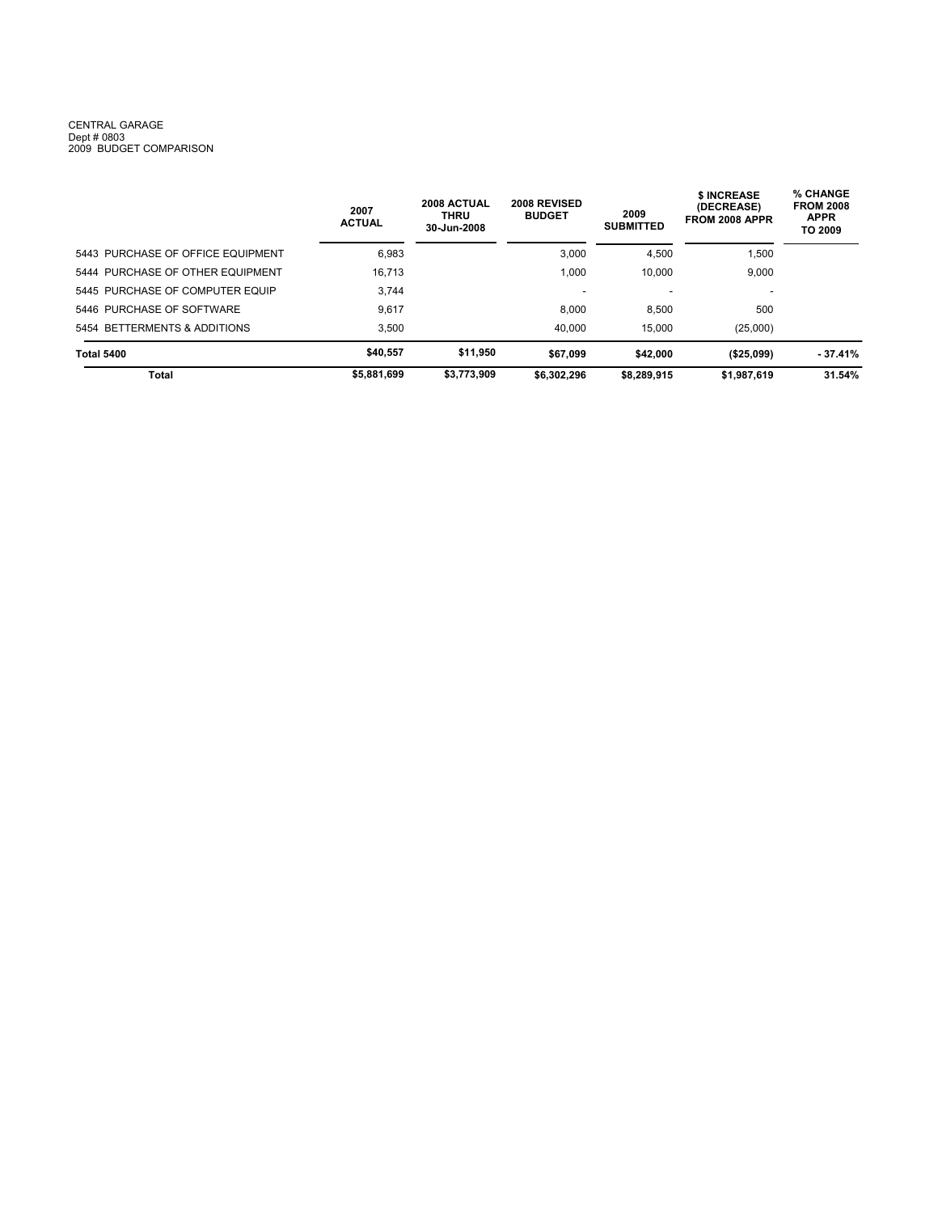CENTRAL GARAGE
Dept # 0803
2009 BUDGET COMPARISON

| | 2007 ACTUAL | 2008 ACTUAL THRU 30-Jun-2008 | 2008 REVISED BUDGET | 2009 SUBMITTED | $ INCREASE (DECREASE) FROM 2008 APPR | % CHANGE FROM 2008 APPR TO 2009 |
|---|---|---|---|---|---|---|
| 5443 PURCHASE OF OFFICE EQUIPMENT | 6,983 | | 3,000 | 4,500 | 1,500 | |
| 5444 PURCHASE OF OTHER EQUIPMENT | 16,713 | | 1,000 | 10,000 | 9,000 | |
| 5445 PURCHASE OF COMPUTER EQUIP | 3,744 | | - | - | - | |
| 5446 PURCHASE OF SOFTWARE | 9,617 | | 8,000 | 8,500 | 500 | |
| 5454 BETTERMENTS & ADDITIONS | 3,500 | | 40,000 | 15,000 | (25,000) | |
| **Total 5400** | **$40,557** | **$11,950** | **$67,099** | **$42,000** | **($25,099)** | **- 37.41%** |
| **Total** | **$5,881,699** | **$3,773,909** | **$6,302,296** | **$8,289,915** | **$1,987,619** | **31.54%** |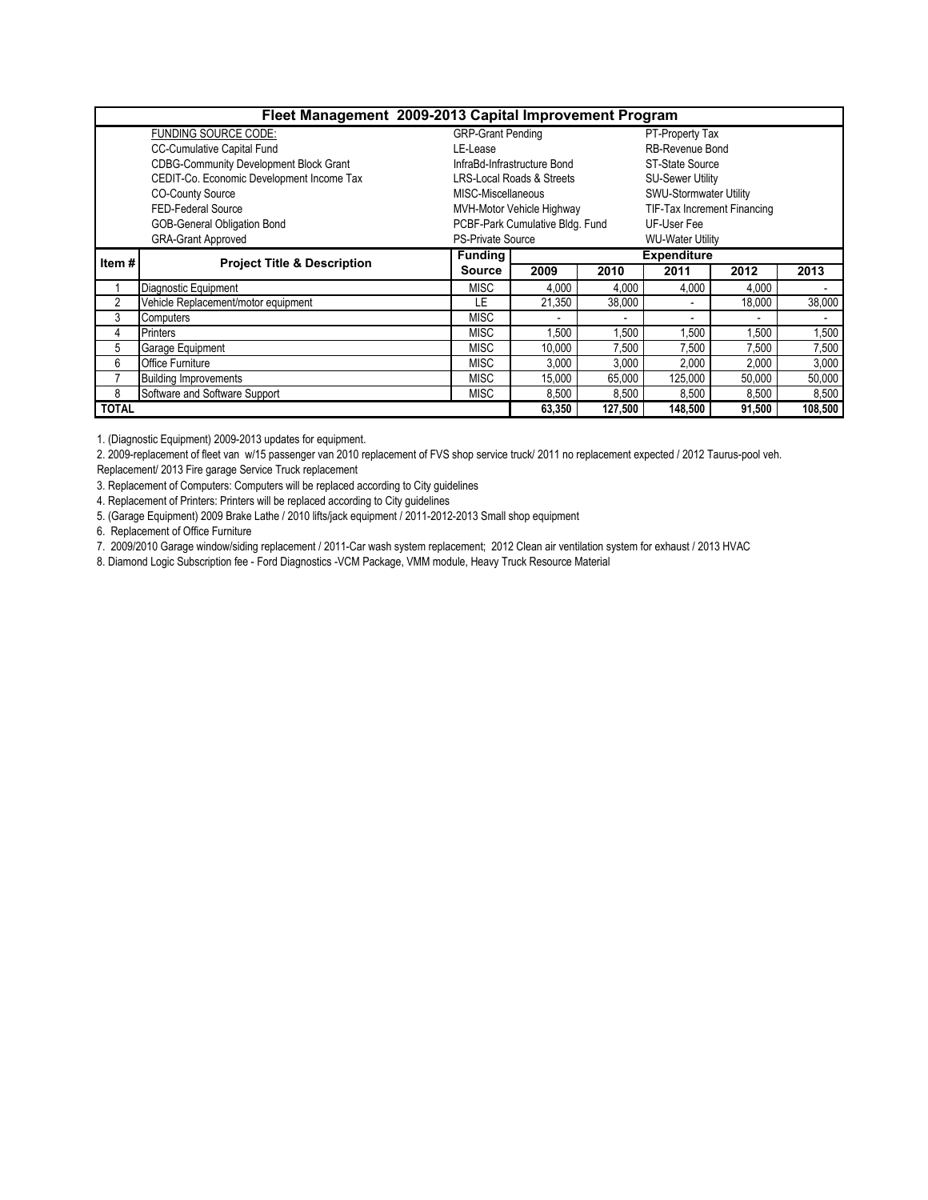# Fleet Management 2009-2013 Capital Improvement Program

| FUNDING SOURCE CODE: | | |
|---|---|---|
| CC-Cumulative Capital Fund | GRP-Grant Pending | PT-Property Tax |
| CDBG-Community Development Block Grant | LE-Lease | RB-Revenue Bond |
| CEDIT-Co. Economic Development Income Tax | InfraBd-Infrastructure Bond | ST-State Source |
| CO-County Source | LRS-Local Roads & Streets | SU-Sewer Utility |
| FED-Federal Source | MISC-Miscellaneous | SWU-Stormwater Utility |
| GOB-General Obligation Bond | MVH-Motor Vehicle Highway | TIF-Tax Increment Financing |
| GRA-Grant Approved | PCBF-Park Cumulative Bldg. Fund | UF-User Fee |
| | PS-Private Source | WU-Water Utility |

| Item # | Project Title & Description | Funding Source | Expenditure | | | | |
|---|---|---|---|---|---|---|---|
| | | | 2009 | 2010 | 2011 | 2012 | 2013 |
| 1 | Diagnostic Equipment | MISC | 4,000 | 4,000 | 4,000 | 4,000 | - |
| 2 | Vehicle Replacement/motor equipment | LE | 21,350 | 38,000 | - | 18,000 | 38,000 |
| 3 | Computers | MISC | - | - | - | - | - |
| 4 | Printers | MISC | 1,500 | 1,500 | 1,500 | 1,500 | 1,500 |
| 5 | Garage Equipment | MISC | 10,000 | 7,500 | 7,500 | 7,500 | 7,500 |
| 6 | Office Furniture | MISC | 3,000 | 3,000 | 2,000 | 2,000 | 3,000 |
| 7 | Building Improvements | MISC | 15,000 | 65,000 | 125,000 | 50,000 | 50,000 |
| 8 | Software and Software Support | MISC | 8,500 | 8,500 | 8,500 | 8,500 | 8,500 |
| **TOTAL** | | | **63,350** | **127,500** | **148,500** | **91,500** | **108,500** |

1. (Diagnostic Equipment) 2009-2013 updates for equipment.
2. 2009-replacement of fleet van w/15 passenger van 2010 replacement of FVS shop service truck/ 2011 no replacement expected / 2012 Taurus-pool veh. Replacement/ 2013 Fire garage Service Truck replacement
3. Replacement of Computers: Computers will be replaced according to City guidelines
4. Replacement of Printers: Printers will be replaced according to City guidelines
5. (Garage Equipment) 2009 Brake Lathe / 2010 lifts/jack equipment / 2011-2012-2013 Small shop equipment
6. Replacement of Office Furniture
7. 2009/2010 Garage window/siding replacement / 2011-Car wash system replacement; 2012 Clean air ventilation system for exhaust / 2013 HVAC
8. Diamond Logic Subscription fee - Ford Diagnostics -VCM Package, VMM module, Heavy Truck Resource Material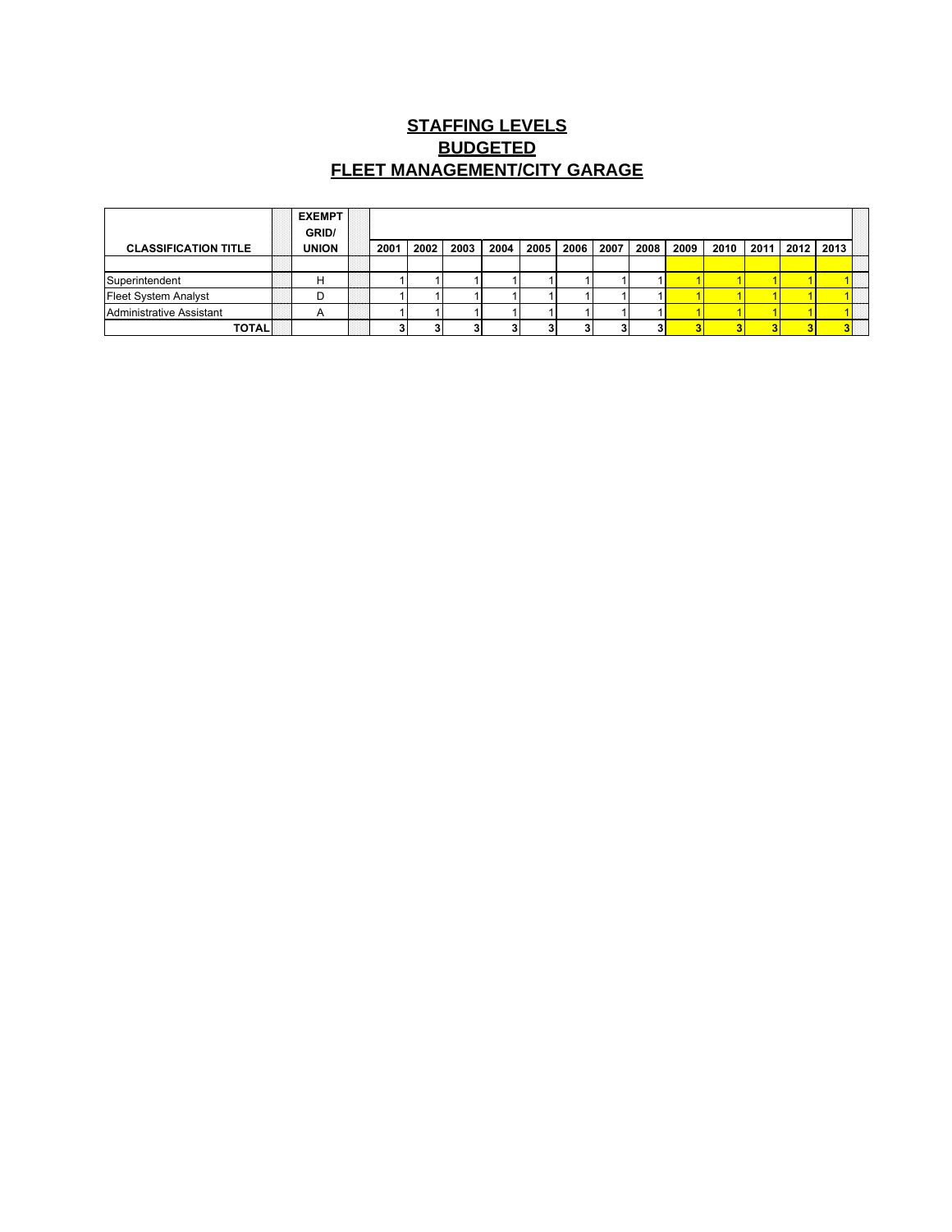# STAFFING LEVELS
## BUDGETED
## FLEET MANAGEMENT/CITY GARAGE

| CLASSIFICATION TITLE | EXEMPT GRID/ UNION | 2001 | 2002 | 2003 | 2004 | 2005 | 2006 | 2007 | 2008 | 2009 | 2010 | 2011 | 2012 | 2013 |
|---|---|---|---|---|---|---|---|---|---|---|---|---|---|---|
| Superintendent | H | 1 | 1 | 1 | 1 | 1 | 1 | 1 | 1 | 1 | 1 | 1 | 1 | 1 |
| Fleet System Analyst | D | 1 | 1 | 1 | 1 | 1 | 1 | 1 | 1 | 1 | 1 | 1 | 1 | 1 |
| Administrative Assistant | A | 1 | 1 | 1 | 1 | 1 | 1 | 1 | 1 | 1 | 1 | 1 | 1 | 1 |
| **TOTAL** | | **3** | **3** | **3** | **3** | **3** | **3** | **3** | **3** | **3** | **3** | **3** | **3** | **3** |